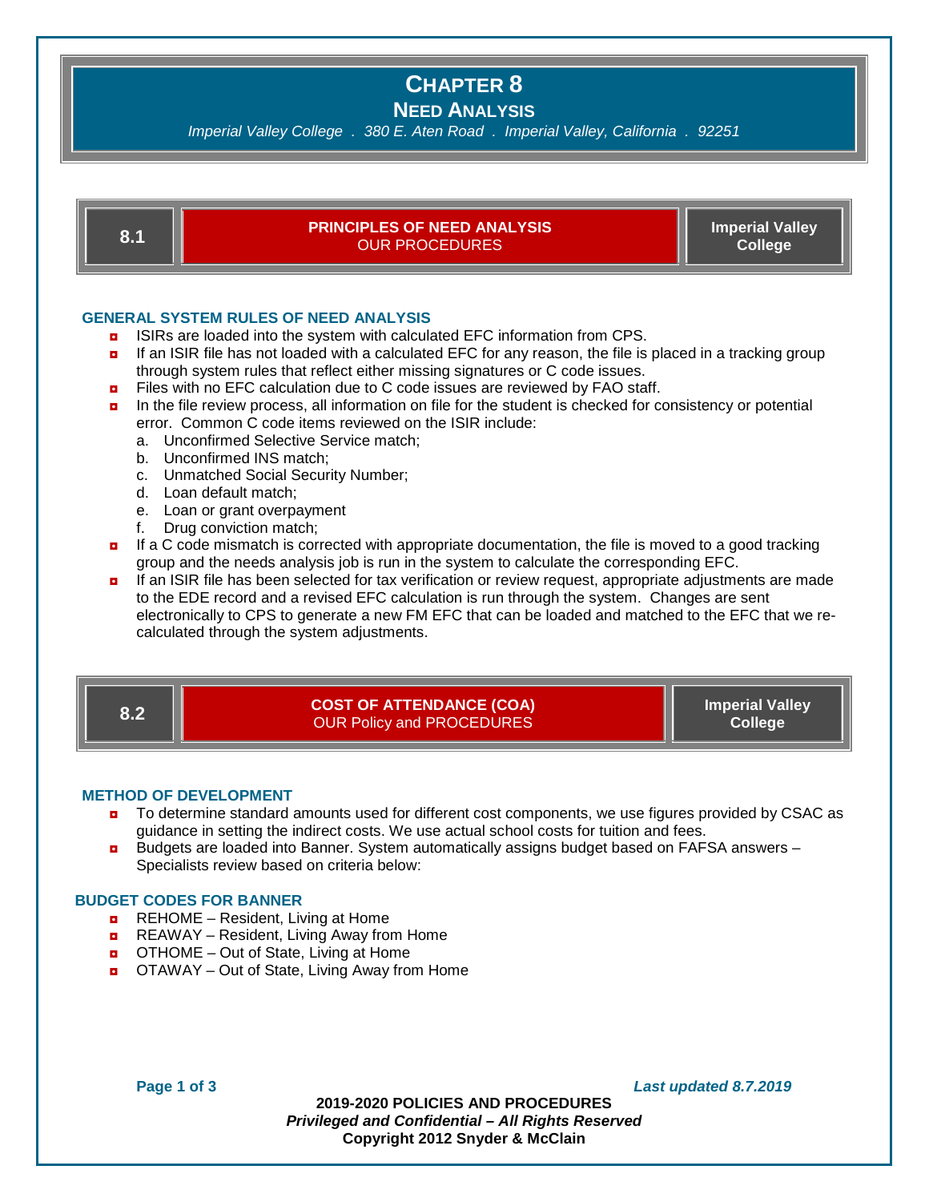# CHAPTER 8

## NEED ANALYSIS

*Imperial Valley College . 380 E. Aten Road . Imperial Valley, California . 92251*

| 8.1 | **PRINCIPLES OF NEED ANALYSIS** OUR PROCEDURES | **Imperial Valley College** |
|---|---|---|

### GENERAL SYSTEM RULES OF NEED ANALYSIS

- ISIRs are loaded into the system with calculated EFC information from CPS.
- If an ISIR file has not loaded with a calculated EFC for any reason, the file is placed in a tracking group through system rules that reflect either missing signatures or C code issues.
- Files with no EFC calculation due to C code issues are reviewed by FAO staff.
- In the file review process, all information on file for the student is checked for consistency or potential error. Common C code items reviewed on the ISIR include:
  a. Unconfirmed Selective Service match;
  b. Unconfirmed INS match;
  c. Unmatched Social Security Number;
  d. Loan default match;
  e. Loan or grant overpayment
  f. Drug conviction match;
- If a C code mismatch is corrected with appropriate documentation, the file is moved to a good tracking group and the needs analysis job is run in the system to calculate the corresponding EFC.
- If an ISIR file has been selected for tax verification or review request, appropriate adjustments are made to the EDE record and a revised EFC calculation is run through the system. Changes are sent electronically to CPS to generate a new FM EFC that can be loaded and matched to the EFC that we re-calculated through the system adjustments.

| 8.2 | **COST OF ATTENDANCE (COA)** OUR Policy and PROCEDURES | **Imperial Valley College** |
|---|---|---|

### METHOD OF DEVELOPMENT

- To determine standard amounts used for different cost components, we use figures provided by CSAC as guidance in setting the indirect costs. We use actual school costs for tuition and fees.
- Budgets are loaded into Banner. System automatically assigns budget based on FAFSA answers – Specialists review based on criteria below:

### BUDGET CODES FOR BANNER

- REHOME – Resident, Living at Home
- REAWAY – Resident, Living Away from Home
- OTHOME – Out of State, Living at Home
- OTAWAY – Out of State, Living Away from Home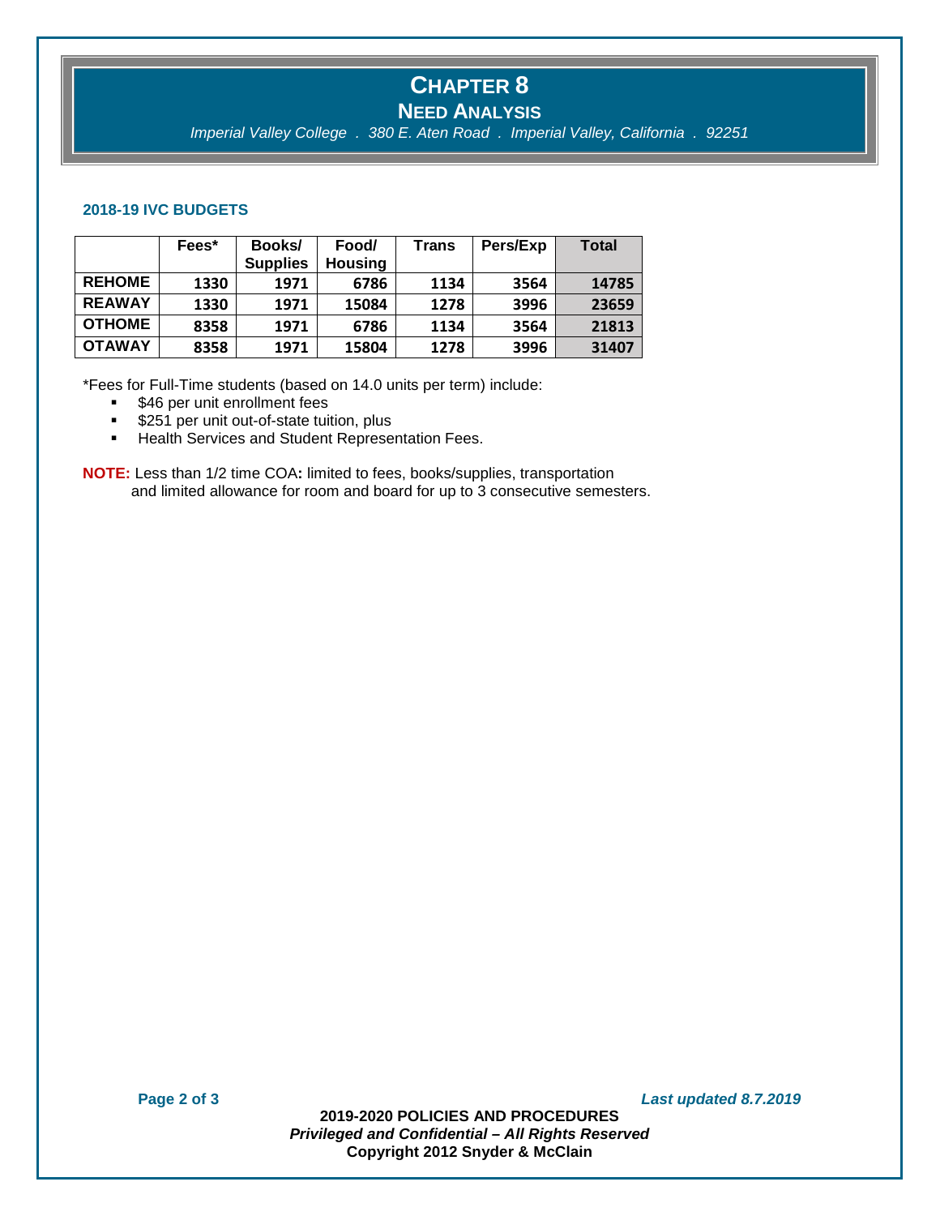# CHAPTER 8

## NEED ANALYSIS

*Imperial Valley College . 380 E. Aten Road . Imperial Valley, California . 92251*

### 2018-19 IVC BUDGETS

| | Fees* | Books/ Supplies | Food/ Housing | Trans | Pers/Exp | Total |
|---|---|---|---|---|---|---|
| **REHOME** | **1330** | **1971** | **6786** | **1134** | **3564** | **14785** |
| **REAWAY** | **1330** | **1971** | **15084** | **1278** | **3996** | **23659** |
| **OTHOME** | **8358** | **1971** | **6786** | **1134** | **3564** | **21813** |
| **OTAWAY** | **8358** | **1971** | **15804** | **1278** | **3996** | **31407** |

*Fees for Full-Time students (based on 14.0 units per term) include:

- $46 per unit enrollment fees
- $251 per unit out-of-state tuition, plus
- Health Services and Student Representation Fees.

**NOTE:** Less than 1/2 time COA**:** limited to fees, books/supplies, transportation and limited allowance for room and board for up to 3 consecutive semesters.

*Last updated 8.7.2019*

**2019-2020 POLICIES AND PROCEDURES**
***Privileged and Confidential – All Rights Reserved***
**Copyright 2012 Snyder & McClain**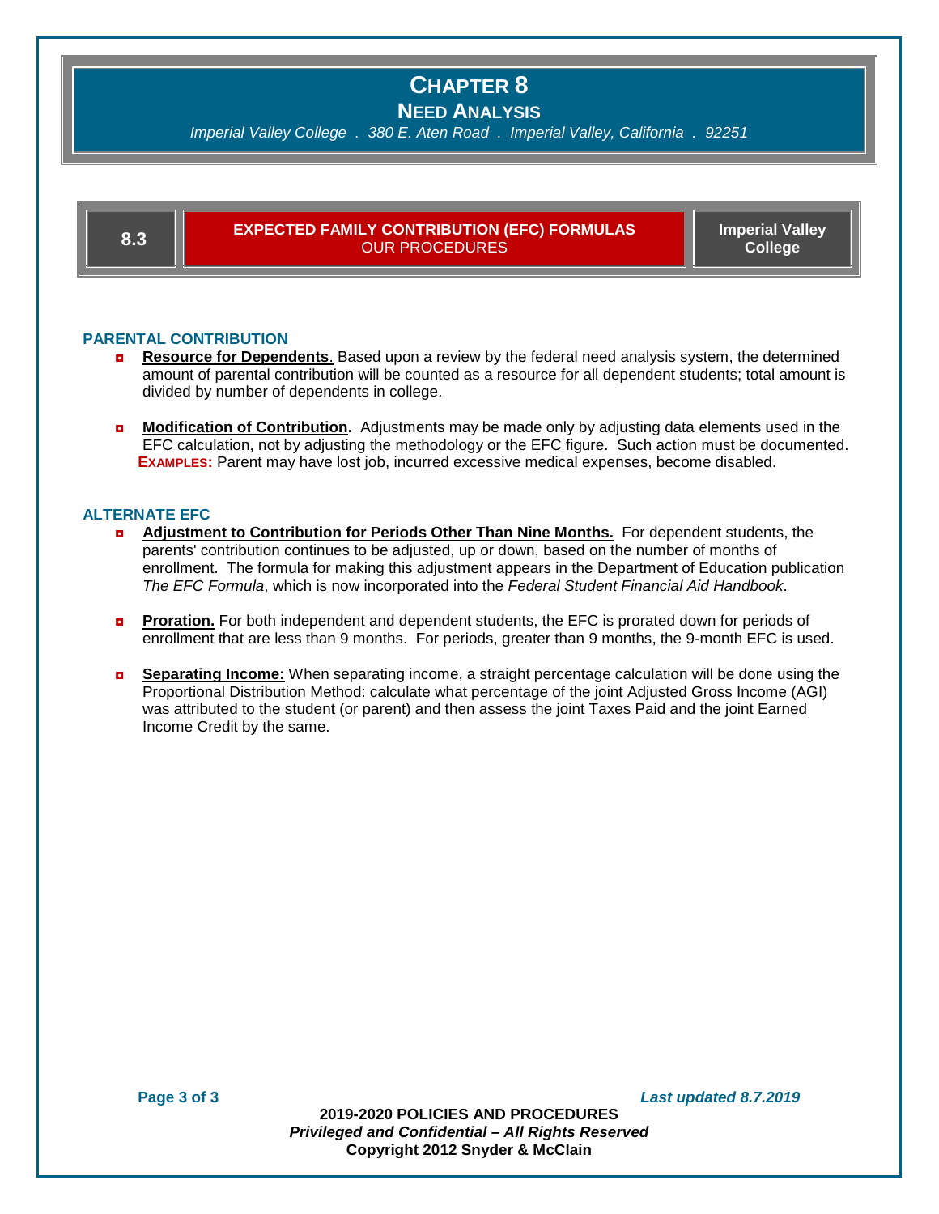# CHAPTER 8

## NEED ANALYSIS

*Imperial Valley College . 380 E. Aten Road . Imperial Valley, California . 92251*

| 8.3 | **EXPECTED FAMILY CONTRIBUTION (EFC) FORMULAS** OUR PROCEDURES | **Imperial Valley College** |
|---|---|---|

### PARENTAL CONTRIBUTION

- **Resource for Dependents**. Based upon a review by the federal need analysis system, the determined amount of parental contribution will be counted as a resource for all dependent students; total amount is divided by number of dependents in college.

- **Modification of Contribution.** Adjustments may be made only by adjusting data elements used in the EFC calculation, not by adjusting the methodology or the EFC figure. Such action must be documented.
  **EXAMPLES:** Parent may have lost job, incurred excessive medical expenses, become disabled.

### ALTERNATE EFC

- **Adjustment to Contribution for Periods Other Than Nine Months.** For dependent students, the parents' contribution continues to be adjusted, up or down, based on the number of months of enrollment. The formula for making this adjustment appears in the Department of Education publication *The EFC Formula*, which is now incorporated into the *Federal Student Financial Aid Handbook*.

- **Proration.** For both independent and dependent students, the EFC is prorated down for periods of enrollment that are less than 9 months. For periods, greater than 9 months, the 9-month EFC is used.

- **Separating Income:** When separating income, a straight percentage calculation will be done using the Proportional Distribution Method: calculate what percentage of the joint Adjusted Gross Income (AGI) was attributed to the student (or parent) and then assess the joint Taxes Paid and the joint Earned Income Credit by the same.

*Last updated 8.7.2019*

**2019-2020 POLICIES AND PROCEDURES**
***Privileged and Confidential – All Rights Reserved***
**Copyright 2012 Snyder & McClain**